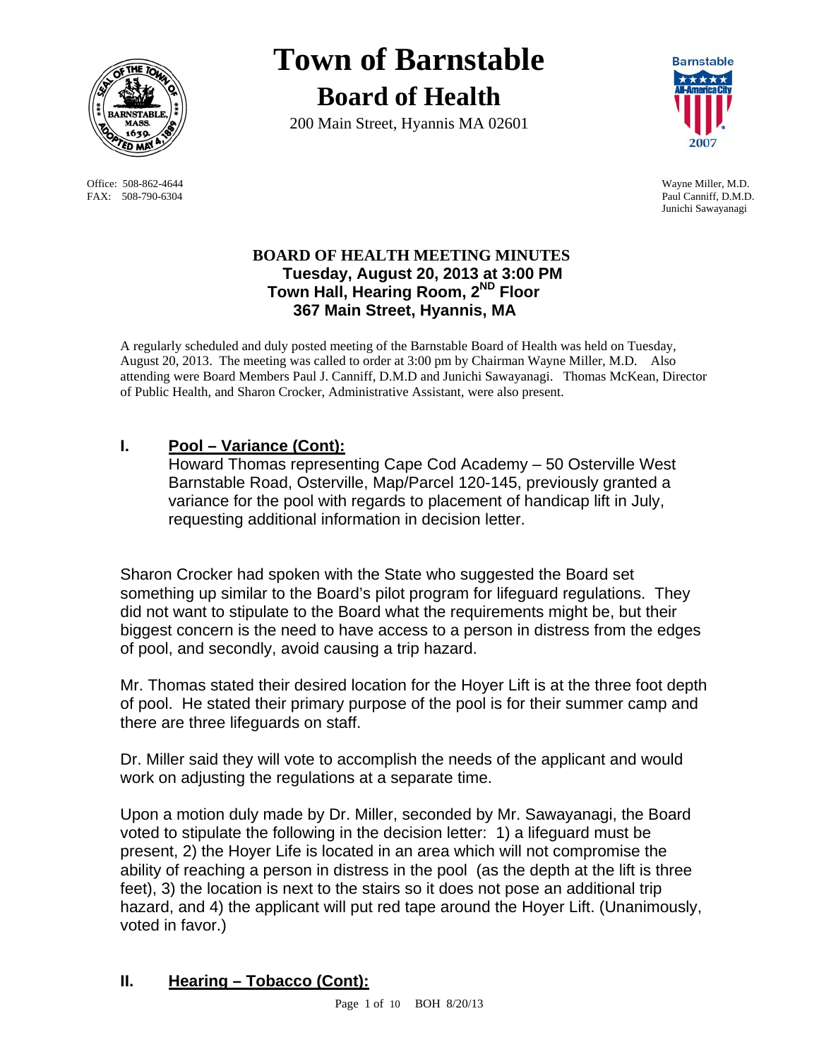# Town of Barnstable

## Board of Health

200 Main Street, Hyannis MA 02601

Office: 508-862-4644
FAX: 508-790-6304

Wayne Miller, M.D.
Paul Canniff, D.M.D.
Junichi Sawayanagi

### BOARD OF HEALTH MEETING MINUTES
**Tuesday, August 20, 2013 at 3:00 PM**
**Town Hall, Hearing Room, 2ND Floor**
**367 Main Street, Hyannis, MA**

A regularly scheduled and duly posted meeting of the Barnstable Board of Health was held on Tuesday, August 20, 2013. The meeting was called to order at 3:00 pm by Chairman Wayne Miller, M.D. Also attending were Board Members Paul J. Canniff, D.M.D and Junichi Sawayanagi. Thomas McKean, Director of Public Health, and Sharon Crocker, Administrative Assistant, were also present.

## I. Pool – Variance (Cont):

Howard Thomas representing Cape Cod Academy – 50 Osterville West Barnstable Road, Osterville, Map/Parcel 120-145, previously granted a variance for the pool with regards to placement of handicap lift in July, requesting additional information in decision letter.

Sharon Crocker had spoken with the State who suggested the Board set something up similar to the Board's pilot program for lifeguard regulations. They did not want to stipulate to the Board what the requirements might be, but their biggest concern is the need to have access to a person in distress from the edges of pool, and secondly, avoid causing a trip hazard.

Mr. Thomas stated their desired location for the Hoyer Lift is at the three foot depth of pool. He stated their primary purpose of the pool is for their summer camp and there are three lifeguards on staff.

Dr. Miller said they will vote to accomplish the needs of the applicant and would work on adjusting the regulations at a separate time.

Upon a motion duly made by Dr. Miller, seconded by Mr. Sawayanagi, the Board voted to stipulate the following in the decision letter: 1) a lifeguard must be present, 2) the Hoyer Life is located in an area which will not compromise the ability of reaching a person in distress in the pool (as the depth at the lift is three feet), 3) the location is next to the stairs so it does not pose an additional trip hazard, and 4) the applicant will put red tape around the Hoyer Lift. (Unanimously, voted in favor.)

## II. Hearing – Tobacco (Cont):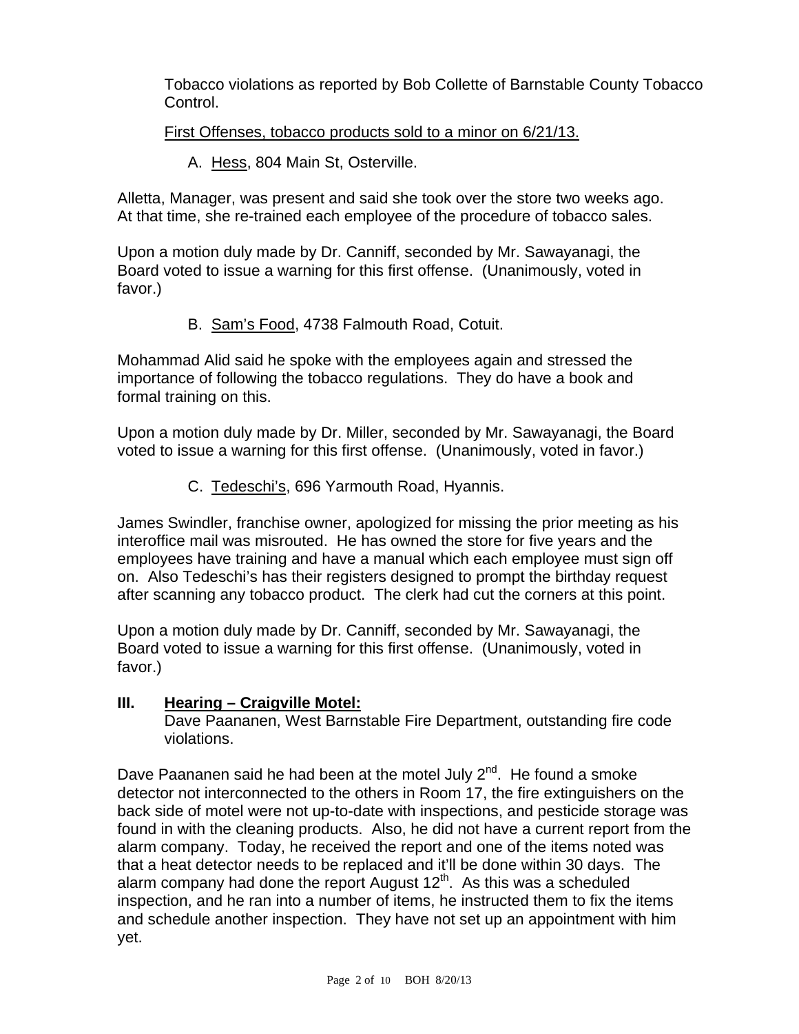Tobacco violations as reported by Bob Collette of Barnstable County Tobacco Control.

First Offenses, tobacco products sold to a minor on 6/21/13.

A. Hess, 804 Main St, Osterville.

Alletta, Manager, was present and said she took over the store two weeks ago. At that time, she re-trained each employee of the procedure of tobacco sales.

Upon a motion duly made by Dr. Canniff, seconded by Mr. Sawayanagi, the Board voted to issue a warning for this first offense. (Unanimously, voted in favor.)

B. Sam's Food, 4738 Falmouth Road, Cotuit.

Mohammad Alid said he spoke with the employees again and stressed the importance of following the tobacco regulations. They do have a book and formal training on this.

Upon a motion duly made by Dr. Miller, seconded by Mr. Sawayanagi, the Board voted to issue a warning for this first offense. (Unanimously, voted in favor.)

C. Tedeschi's, 696 Yarmouth Road, Hyannis.

James Swindler, franchise owner, apologized for missing the prior meeting as his interoffice mail was misrouted. He has owned the store for five years and the employees have training and have a manual which each employee must sign off on. Also Tedeschi's has their registers designed to prompt the birthday request after scanning any tobacco product. The clerk had cut the corners at this point.

Upon a motion duly made by Dr. Canniff, seconded by Mr. Sawayanagi, the Board voted to issue a warning for this first offense. (Unanimously, voted in favor.)

## III. Hearing – Craigville Motel:

Dave Paananen, West Barnstable Fire Department, outstanding fire code violations.

Dave Paananen said he had been at the motel July 2nd. He found a smoke detector not interconnected to the others in Room 17, the fire extinguishers on the back side of motel were not up-to-date with inspections, and pesticide storage was found in with the cleaning products. Also, he did not have a current report from the alarm company. Today, he received the report and one of the items noted was that a heat detector needs to be replaced and it'll be done within 30 days. The alarm company had done the report August 12th. As this was a scheduled inspection, and he ran into a number of items, he instructed them to fix the items and schedule another inspection. They have not set up an appointment with him yet.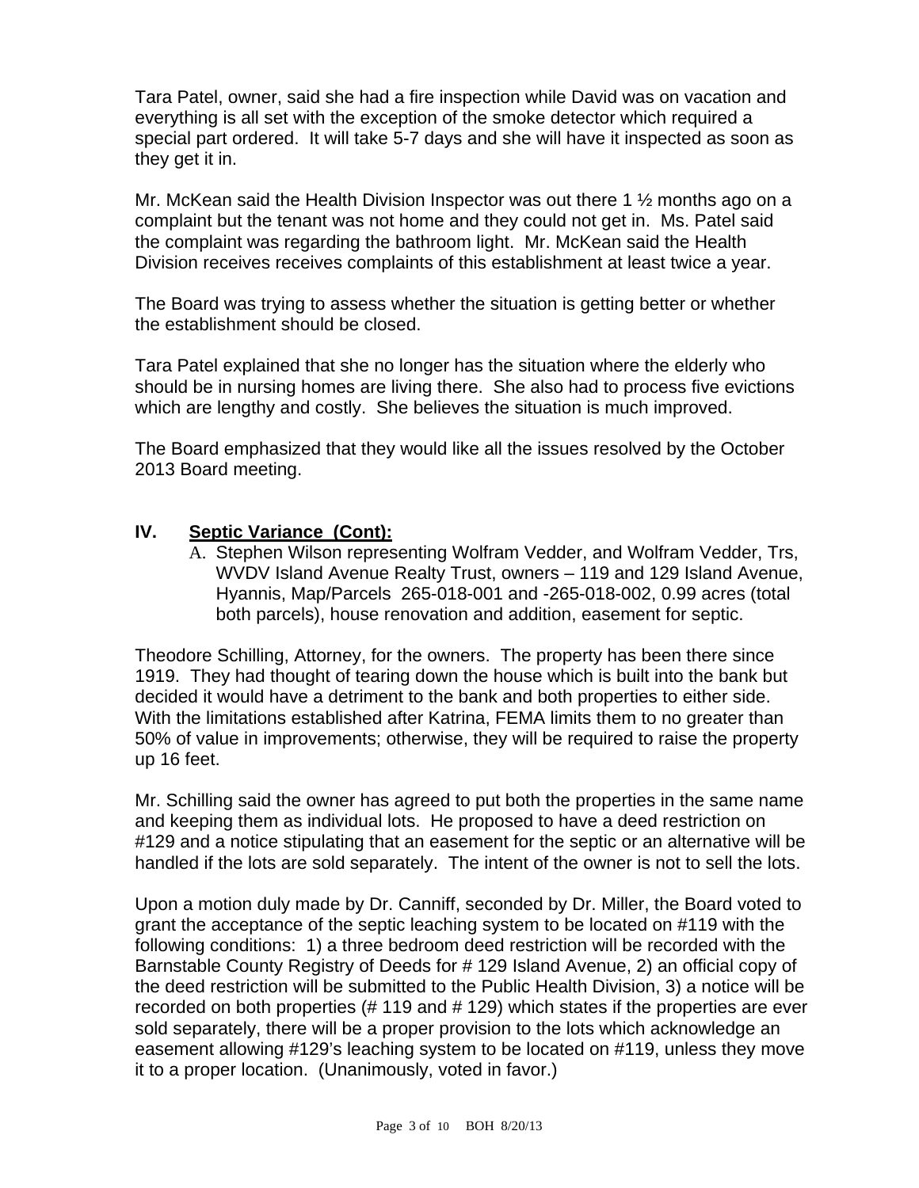Tara Patel, owner, said she had a fire inspection while David was on vacation and everything is all set with the exception of the smoke detector which required a special part ordered. It will take 5-7 days and she will have it inspected as soon as they get it in.

Mr. McKean said the Health Division Inspector was out there 1 ½ months ago on a complaint but the tenant was not home and they could not get in. Ms. Patel said the complaint was regarding the bathroom light. Mr. McKean said the Health Division receives receives complaints of this establishment at least twice a year.

The Board was trying to assess whether the situation is getting better or whether the establishment should be closed.

Tara Patel explained that she no longer has the situation where the elderly who should be in nursing homes are living there. She also had to process five evictions which are lengthy and costly. She believes the situation is much improved.

The Board emphasized that they would like all the issues resolved by the October 2013 Board meeting.

## IV. <u>Septic Variance (Cont):</u>

A. Stephen Wilson representing Wolfram Vedder, and Wolfram Vedder, Trs, WVDV Island Avenue Realty Trust, owners – 119 and 129 Island Avenue, Hyannis, Map/Parcels 265-018-001 and -265-018-002, 0.99 acres (total both parcels), house renovation and addition, easement for septic.

Theodore Schilling, Attorney, for the owners. The property has been there since 1919. They had thought of tearing down the house which is built into the bank but decided it would have a detriment to the bank and both properties to either side. With the limitations established after Katrina, FEMA limits them to no greater than 50% of value in improvements; otherwise, they will be required to raise the property up 16 feet.

Mr. Schilling said the owner has agreed to put both the properties in the same name and keeping them as individual lots. He proposed to have a deed restriction on #129 and a notice stipulating that an easement for the septic or an alternative will be handled if the lots are sold separately. The intent of the owner is not to sell the lots.

Upon a motion duly made by Dr. Canniff, seconded by Dr. Miller, the Board voted to grant the acceptance of the septic leaching system to be located on #119 with the following conditions: 1) a three bedroom deed restriction will be recorded with the Barnstable County Registry of Deeds for # 129 Island Avenue, 2) an official copy of the deed restriction will be submitted to the Public Health Division, 3) a notice will be recorded on both properties (# 119 and # 129) which states if the properties are ever sold separately, there will be a proper provision to the lots which acknowledge an easement allowing #129's leaching system to be located on #119, unless they move it to a proper location. (Unanimously, voted in favor.)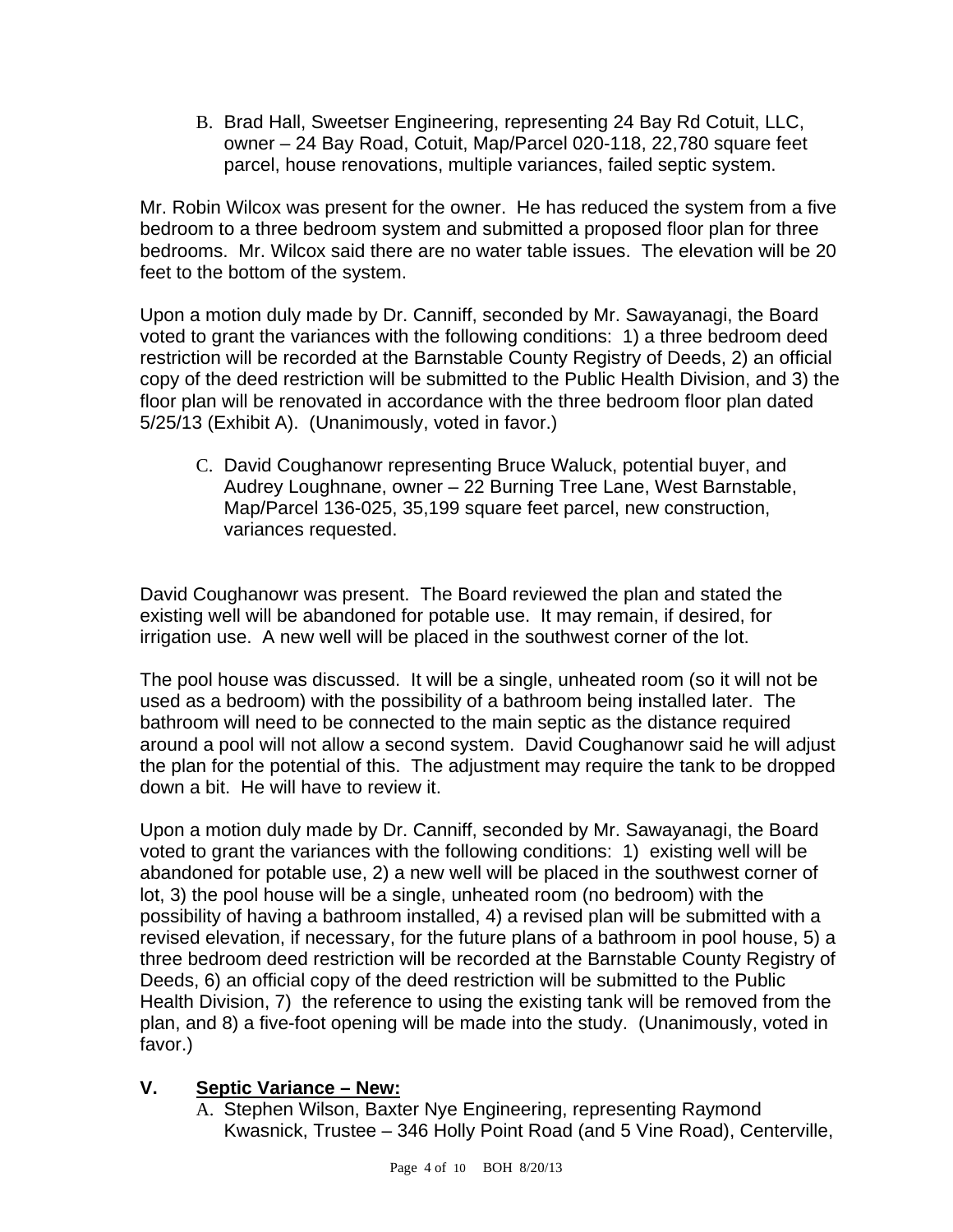B. Brad Hall, Sweetser Engineering, representing 24 Bay Rd Cotuit, LLC, owner – 24 Bay Road, Cotuit, Map/Parcel 020-118, 22,780 square feet parcel, house renovations, multiple variances, failed septic system.

Mr. Robin Wilcox was present for the owner. He has reduced the system from a five bedroom to a three bedroom system and submitted a proposed floor plan for three bedrooms. Mr. Wilcox said there are no water table issues. The elevation will be 20 feet to the bottom of the system.

Upon a motion duly made by Dr. Canniff, seconded by Mr. Sawayanagi, the Board voted to grant the variances with the following conditions: 1) a three bedroom deed restriction will be recorded at the Barnstable County Registry of Deeds, 2) an official copy of the deed restriction will be submitted to the Public Health Division, and 3) the floor plan will be renovated in accordance with the three bedroom floor plan dated 5/25/13 (Exhibit A). (Unanimously, voted in favor.)

C. David Coughanowr representing Bruce Waluck, potential buyer, and Audrey Loughnane, owner – 22 Burning Tree Lane, West Barnstable, Map/Parcel 136-025, 35,199 square feet parcel, new construction, variances requested.

David Coughanowr was present. The Board reviewed the plan and stated the existing well will be abandoned for potable use. It may remain, if desired, for irrigation use. A new well will be placed in the southwest corner of the lot.

The pool house was discussed. It will be a single, unheated room (so it will not be used as a bedroom) with the possibility of a bathroom being installed later. The bathroom will need to be connected to the main septic as the distance required around a pool will not allow a second system. David Coughanowr said he will adjust the plan for the potential of this. The adjustment may require the tank to be dropped down a bit. He will have to review it.

Upon a motion duly made by Dr. Canniff, seconded by Mr. Sawayanagi, the Board voted to grant the variances with the following conditions: 1) existing well will be abandoned for potable use, 2) a new well will be placed in the southwest corner of lot, 3) the pool house will be a single, unheated room (no bedroom) with the possibility of having a bathroom installed, 4) a revised plan will be submitted with a revised elevation, if necessary, for the future plans of a bathroom in pool house, 5) a three bedroom deed restriction will be recorded at the Barnstable County Registry of Deeds, 6) an official copy of the deed restriction will be submitted to the Public Health Division, 7) the reference to using the existing tank will be removed from the plan, and 8) a five-foot opening will be made into the study. (Unanimously, voted in favor.)

## V. <u>Septic Variance – New:</u>

A. Stephen Wilson, Baxter Nye Engineering, representing Raymond Kwasnick, Trustee – 346 Holly Point Road (and 5 Vine Road), Centerville,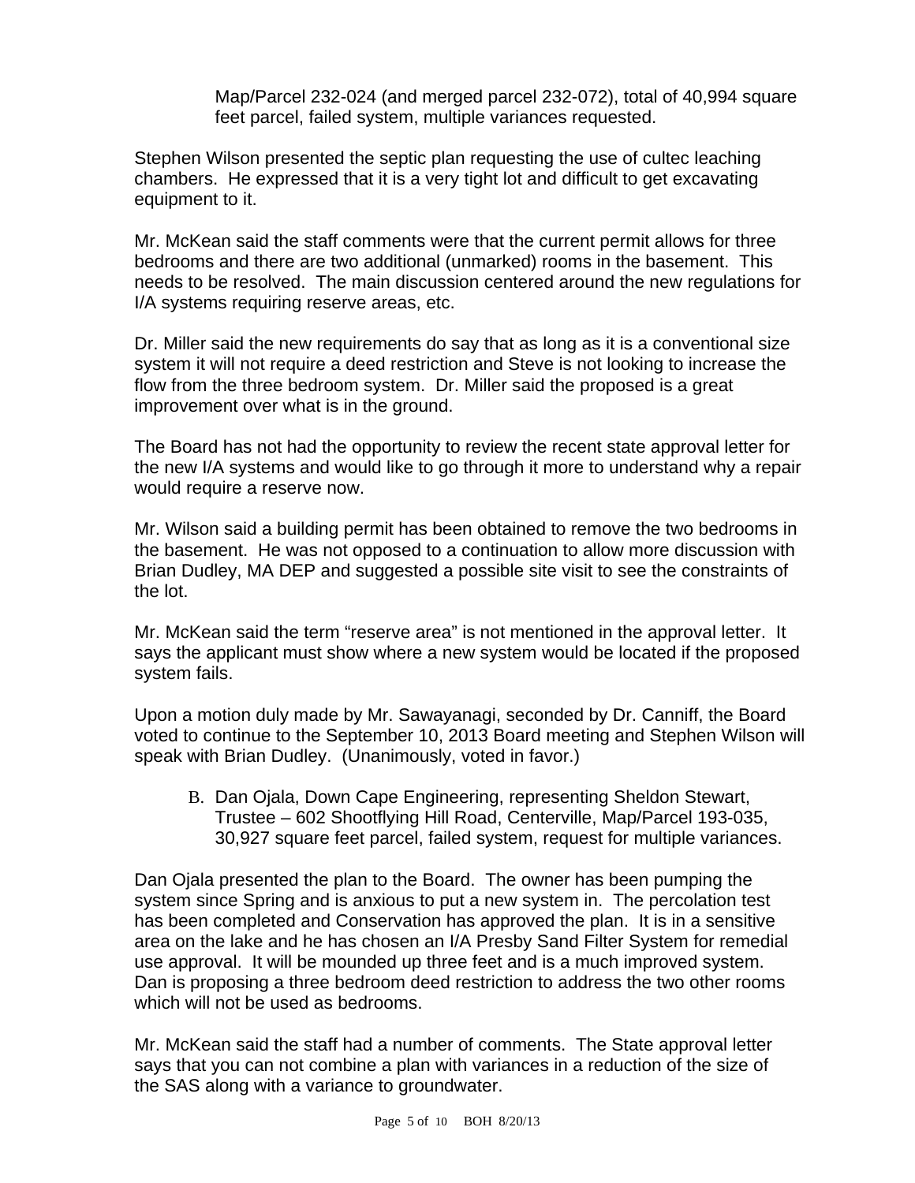Map/Parcel 232-024 (and merged parcel 232-072), total of 40,994 square feet parcel, failed system, multiple variances requested.

Stephen Wilson presented the septic plan requesting the use of cultec leaching chambers. He expressed that it is a very tight lot and difficult to get excavating equipment to it.

Mr. McKean said the staff comments were that the current permit allows for three bedrooms and there are two additional (unmarked) rooms in the basement. This needs to be resolved. The main discussion centered around the new regulations for I/A systems requiring reserve areas, etc.

Dr. Miller said the new requirements do say that as long as it is a conventional size system it will not require a deed restriction and Steve is not looking to increase the flow from the three bedroom system. Dr. Miller said the proposed is a great improvement over what is in the ground.

The Board has not had the opportunity to review the recent state approval letter for the new I/A systems and would like to go through it more to understand why a repair would require a reserve now.

Mr. Wilson said a building permit has been obtained to remove the two bedrooms in the basement. He was not opposed to a continuation to allow more discussion with Brian Dudley, MA DEP and suggested a possible site visit to see the constraints of the lot.

Mr. McKean said the term "reserve area" is not mentioned in the approval letter. It says the applicant must show where a new system would be located if the proposed system fails.

Upon a motion duly made by Mr. Sawayanagi, seconded by Dr. Canniff, the Board voted to continue to the September 10, 2013 Board meeting and Stephen Wilson will speak with Brian Dudley. (Unanimously, voted in favor.)

B. Dan Ojala, Down Cape Engineering, representing Sheldon Stewart, Trustee – 602 Shootflying Hill Road, Centerville, Map/Parcel 193-035, 30,927 square feet parcel, failed system, request for multiple variances.

Dan Ojala presented the plan to the Board. The owner has been pumping the system since Spring and is anxious to put a new system in. The percolation test has been completed and Conservation has approved the plan. It is in a sensitive area on the lake and he has chosen an I/A Presby Sand Filter System for remedial use approval. It will be mounded up three feet and is a much improved system. Dan is proposing a three bedroom deed restriction to address the two other rooms which will not be used as bedrooms.

Mr. McKean said the staff had a number of comments. The State approval letter says that you can not combine a plan with variances in a reduction of the size of the SAS along with a variance to groundwater.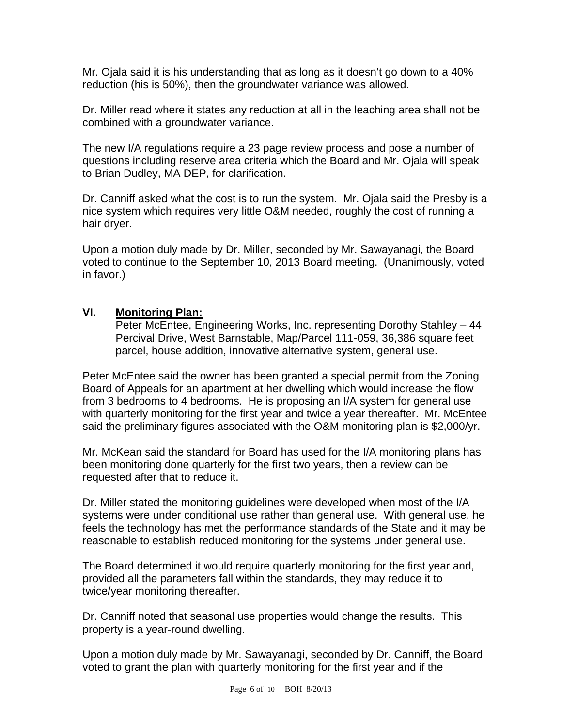Mr. Ojala said it is his understanding that as long as it doesn't go down to a 40% reduction (his is 50%), then the groundwater variance was allowed.

Dr. Miller read where it states any reduction at all in the leaching area shall not be combined with a groundwater variance.

The new I/A regulations require a 23 page review process and pose a number of questions including reserve area criteria which the Board and Mr. Ojala will speak to Brian Dudley, MA DEP, for clarification.

Dr. Canniff asked what the cost is to run the system. Mr. Ojala said the Presby is a nice system which requires very little O&M needed, roughly the cost of running a hair dryer.

Upon a motion duly made by Dr. Miller, seconded by Mr. Sawayanagi, the Board voted to continue to the September 10, 2013 Board meeting. (Unanimously, voted in favor.)

## VI. Monitoring Plan:

Peter McEntee, Engineering Works, Inc. representing Dorothy Stahley – 44 Percival Drive, West Barnstable, Map/Parcel 111-059, 36,386 square feet parcel, house addition, innovative alternative system, general use.

Peter McEntee said the owner has been granted a special permit from the Zoning Board of Appeals for an apartment at her dwelling which would increase the flow from 3 bedrooms to 4 bedrooms. He is proposing an I/A system for general use with quarterly monitoring for the first year and twice a year thereafter. Mr. McEntee said the preliminary figures associated with the O&M monitoring plan is $2,000/yr.

Mr. McKean said the standard for Board has used for the I/A monitoring plans has been monitoring done quarterly for the first two years, then a review can be requested after that to reduce it.

Dr. Miller stated the monitoring guidelines were developed when most of the I/A systems were under conditional use rather than general use. With general use, he feels the technology has met the performance standards of the State and it may be reasonable to establish reduced monitoring for the systems under general use.

The Board determined it would require quarterly monitoring for the first year and, provided all the parameters fall within the standards, they may reduce it to twice/year monitoring thereafter.

Dr. Canniff noted that seasonal use properties would change the results. This property is a year-round dwelling.

Upon a motion duly made by Mr. Sawayanagi, seconded by Dr. Canniff, the Board voted to grant the plan with quarterly monitoring for the first year and if the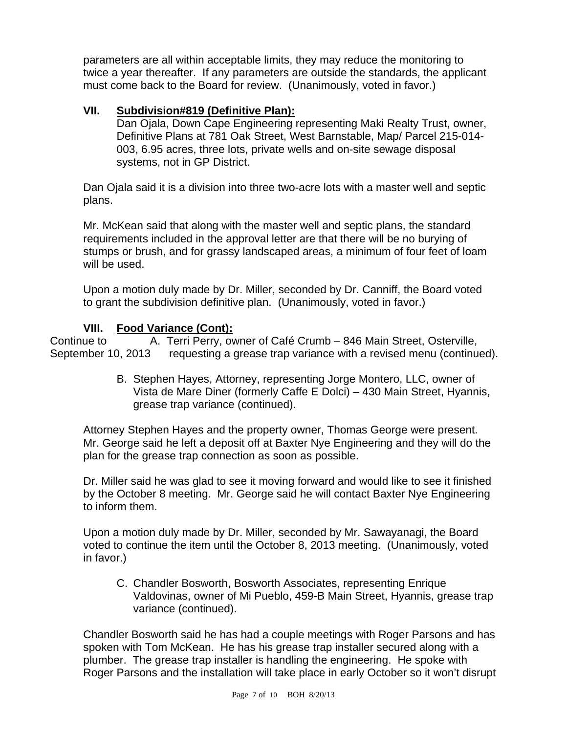parameters are all within acceptable limits, they may reduce the monitoring to twice a year thereafter. If any parameters are outside the standards, the applicant must come back to the Board for review. (Unanimously, voted in favor.)

**VII. <u>Subdivision#819 (Definitive Plan):</u>**

Dan Ojala, Down Cape Engineering representing Maki Realty Trust, owner, Definitive Plans at 781 Oak Street, West Barnstable, Map/ Parcel 215-014-003, 6.95 acres, three lots, private wells and on-site sewage disposal systems, not in GP District.

Dan Ojala said it is a division into three two-acre lots with a master well and septic plans.

Mr. McKean said that along with the master well and septic plans, the standard requirements included in the approval letter are that there will be no burying of stumps or brush, and for grassy landscaped areas, a minimum of four feet of loam will be used.

Upon a motion duly made by Dr. Miller, seconded by Dr. Canniff, the Board voted to grant the subdivision definitive plan. (Unanimously, voted in favor.)

**VIII. <u>Food Variance (Cont):</u>**

Continue to September 10, 2013

A. Terri Perry, owner of Café Crumb – 846 Main Street, Osterville, requesting a grease trap variance with a revised menu (continued).

B. Stephen Hayes, Attorney, representing Jorge Montero, LLC, owner of Vista de Mare Diner (formerly Caffe E Dolci) – 430 Main Street, Hyannis, grease trap variance (continued).

Attorney Stephen Hayes and the property owner, Thomas George were present. Mr. George said he left a deposit off at Baxter Nye Engineering and they will do the plan for the grease trap connection as soon as possible.

Dr. Miller said he was glad to see it moving forward and would like to see it finished by the October 8 meeting. Mr. George said he will contact Baxter Nye Engineering to inform them.

Upon a motion duly made by Dr. Miller, seconded by Mr. Sawayanagi, the Board voted to continue the item until the October 8, 2013 meeting. (Unanimously, voted in favor.)

C. Chandler Bosworth, Bosworth Associates, representing Enrique Valdovinas, owner of Mi Pueblo, 459-B Main Street, Hyannis, grease trap variance (continued).

Chandler Bosworth said he has had a couple meetings with Roger Parsons and has spoken with Tom McKean. He has his grease trap installer secured along with a plumber. The grease trap installer is handling the engineering. He spoke with Roger Parsons and the installation will take place in early October so it won't disrupt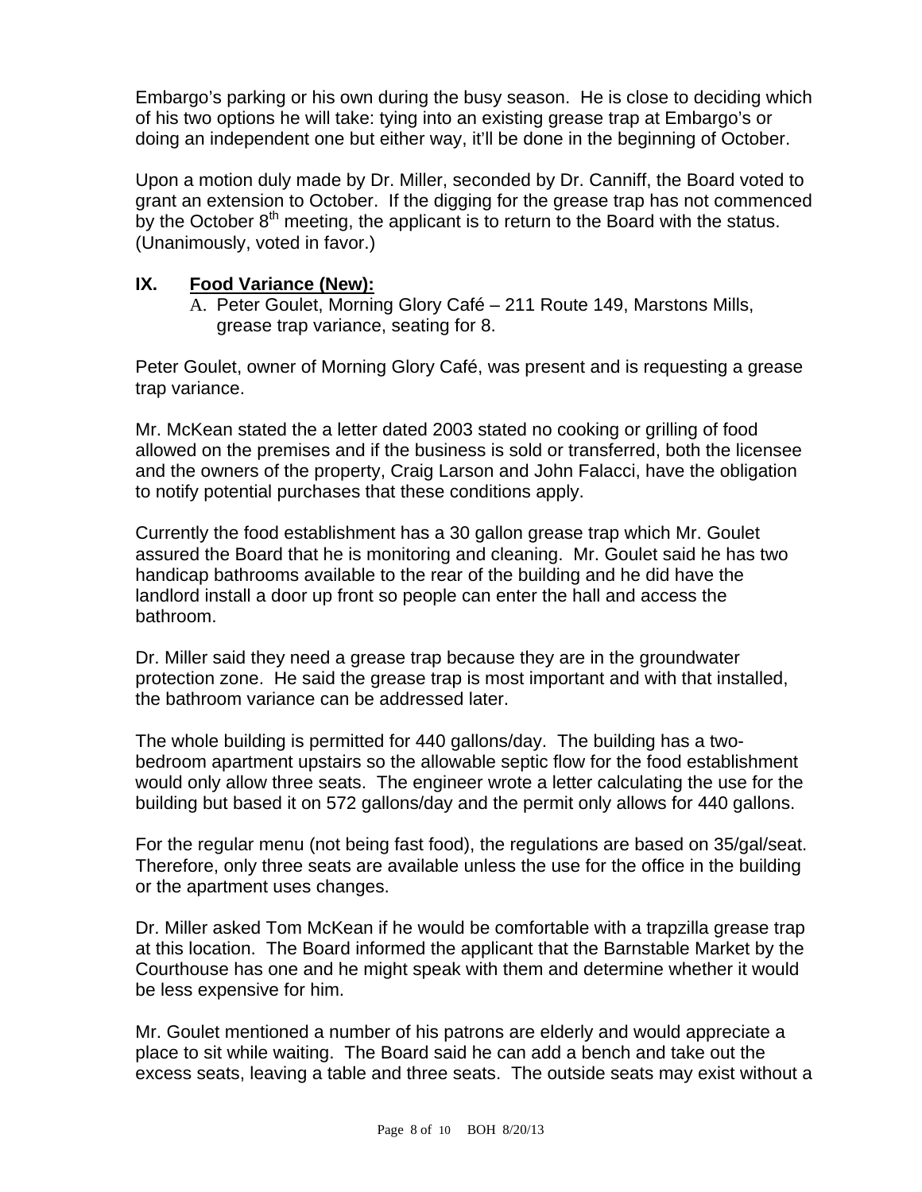Embargo's parking or his own during the busy season. He is close to deciding which of his two options he will take: tying into an existing grease trap at Embargo's or doing an independent one but either way, it'll be done in the beginning of October.

Upon a motion duly made by Dr. Miller, seconded by Dr. Canniff, the Board voted to grant an extension to October. If the digging for the grease trap has not commenced by the October 8th meeting, the applicant is to return to the Board with the status. (Unanimously, voted in favor.)

## IX. Food Variance (New):

A. Peter Goulet, Morning Glory Café – 211 Route 149, Marstons Mills, grease trap variance, seating for 8.

Peter Goulet, owner of Morning Glory Café, was present and is requesting a grease trap variance.

Mr. McKean stated the a letter dated 2003 stated no cooking or grilling of food allowed on the premises and if the business is sold or transferred, both the licensee and the owners of the property, Craig Larson and John Falacci, have the obligation to notify potential purchases that these conditions apply.

Currently the food establishment has a 30 gallon grease trap which Mr. Goulet assured the Board that he is monitoring and cleaning. Mr. Goulet said he has two handicap bathrooms available to the rear of the building and he did have the landlord install a door up front so people can enter the hall and access the bathroom.

Dr. Miller said they need a grease trap because they are in the groundwater protection zone. He said the grease trap is most important and with that installed, the bathroom variance can be addressed later.

The whole building is permitted for 440 gallons/day. The building has a two-bedroom apartment upstairs so the allowable septic flow for the food establishment would only allow three seats. The engineer wrote a letter calculating the use for the building but based it on 572 gallons/day and the permit only allows for 440 gallons.

For the regular menu (not being fast food), the regulations are based on 35/gal/seat. Therefore, only three seats are available unless the use for the office in the building or the apartment uses changes.

Dr. Miller asked Tom McKean if he would be comfortable with a trapzilla grease trap at this location. The Board informed the applicant that the Barnstable Market by the Courthouse has one and he might speak with them and determine whether it would be less expensive for him.

Mr. Goulet mentioned a number of his patrons are elderly and would appreciate a place to sit while waiting. The Board said he can add a bench and take out the excess seats, leaving a table and three seats. The outside seats may exist without a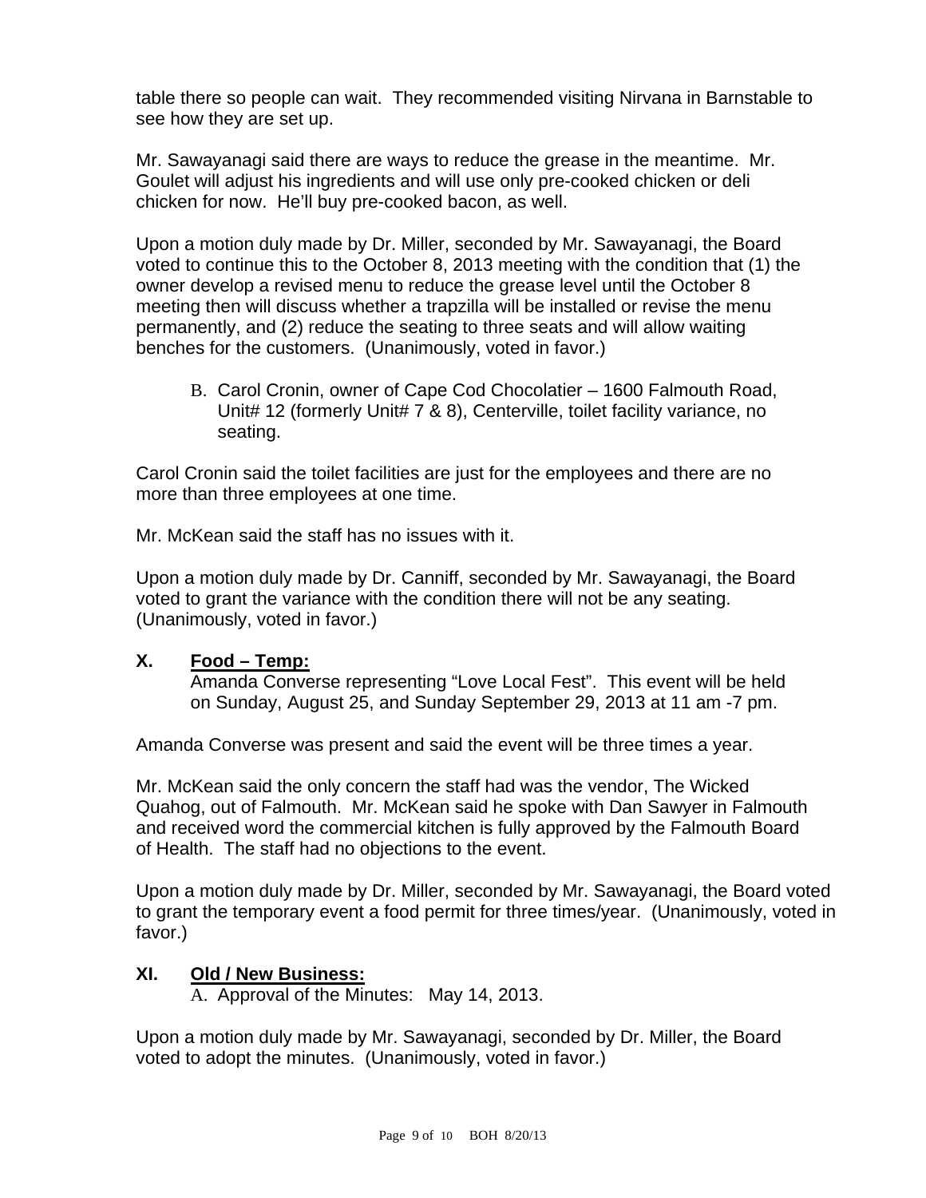table there so people can wait. They recommended visiting Nirvana in Barnstable to see how they are set up.

Mr. Sawayanagi said there are ways to reduce the grease in the meantime. Mr. Goulet will adjust his ingredients and will use only pre-cooked chicken or deli chicken for now. He'll buy pre-cooked bacon, as well.

Upon a motion duly made by Dr. Miller, seconded by Mr. Sawayanagi, the Board voted to continue this to the October 8, 2013 meeting with the condition that (1) the owner develop a revised menu to reduce the grease level until the October 8 meeting then will discuss whether a trapzilla will be installed or revise the menu permanently, and (2) reduce the seating to three seats and will allow waiting benches for the customers. (Unanimously, voted in favor.)

B. Carol Cronin, owner of Cape Cod Chocolatier – 1600 Falmouth Road, Unit# 12 (formerly Unit# 7 & 8), Centerville, toilet facility variance, no seating.

Carol Cronin said the toilet facilities are just for the employees and there are no more than three employees at one time.

Mr. McKean said the staff has no issues with it.

Upon a motion duly made by Dr. Canniff, seconded by Mr. Sawayanagi, the Board voted to grant the variance with the condition there will not be any seating. (Unanimously, voted in favor.)

## X. Food – Temp:

Amanda Converse representing "Love Local Fest". This event will be held on Sunday, August 25, and Sunday September 29, 2013 at 11 am -7 pm.

Amanda Converse was present and said the event will be three times a year.

Mr. McKean said the only concern the staff had was the vendor, The Wicked Quahog, out of Falmouth. Mr. McKean said he spoke with Dan Sawyer in Falmouth and received word the commercial kitchen is fully approved by the Falmouth Board of Health. The staff had no objections to the event.

Upon a motion duly made by Dr. Miller, seconded by Mr. Sawayanagi, the Board voted to grant the temporary event a food permit for three times/year. (Unanimously, voted in favor.)

## XI. Old / New Business:

A. Approval of the Minutes: May 14, 2013.

Upon a motion duly made by Mr. Sawayanagi, seconded by Dr. Miller, the Board voted to adopt the minutes. (Unanimously, voted in favor.)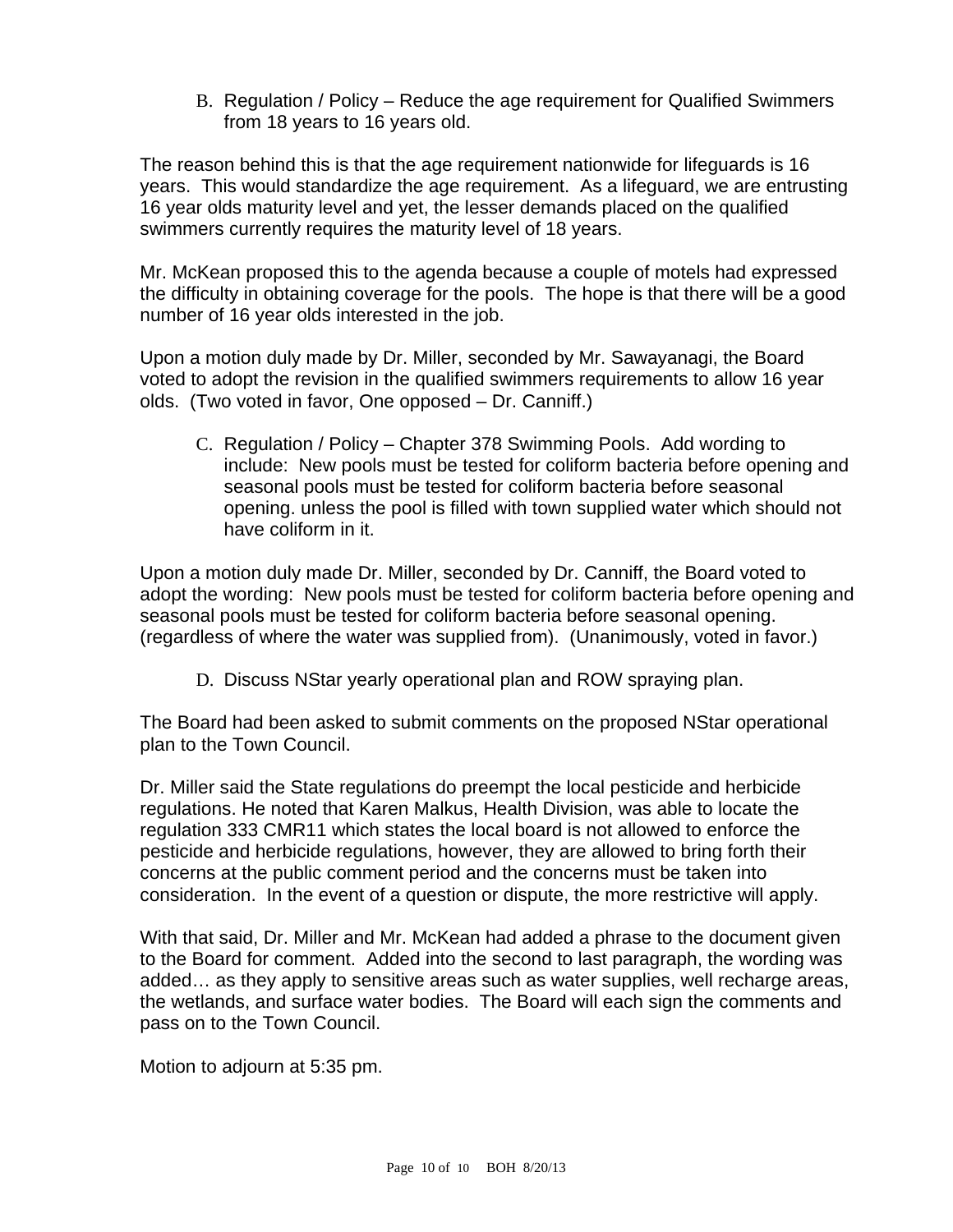B. Regulation / Policy – Reduce the age requirement for Qualified Swimmers from 18 years to 16 years old.

The reason behind this is that the age requirement nationwide for lifeguards is 16 years. This would standardize the age requirement. As a lifeguard, we are entrusting 16 year olds maturity level and yet, the lesser demands placed on the qualified swimmers currently requires the maturity level of 18 years.

Mr. McKean proposed this to the agenda because a couple of motels had expressed the difficulty in obtaining coverage for the pools. The hope is that there will be a good number of 16 year olds interested in the job.

Upon a motion duly made by Dr. Miller, seconded by Mr. Sawayanagi, the Board voted to adopt the revision in the qualified swimmers requirements to allow 16 year olds. (Two voted in favor, One opposed – Dr. Canniff.)

C. Regulation / Policy – Chapter 378 Swimming Pools. Add wording to include: New pools must be tested for coliform bacteria before opening and seasonal pools must be tested for coliform bacteria before seasonal opening. unless the pool is filled with town supplied water which should not have coliform in it.

Upon a motion duly made Dr. Miller, seconded by Dr. Canniff, the Board voted to adopt the wording: New pools must be tested for coliform bacteria before opening and seasonal pools must be tested for coliform bacteria before seasonal opening. (regardless of where the water was supplied from). (Unanimously, voted in favor.)

D. Discuss NStar yearly operational plan and ROW spraying plan.

The Board had been asked to submit comments on the proposed NStar operational plan to the Town Council.

Dr. Miller said the State regulations do preempt the local pesticide and herbicide regulations. He noted that Karen Malkus, Health Division, was able to locate the regulation 333 CMR11 which states the local board is not allowed to enforce the pesticide and herbicide regulations, however, they are allowed to bring forth their concerns at the public comment period and the concerns must be taken into consideration. In the event of a question or dispute, the more restrictive will apply.

With that said, Dr. Miller and Mr. McKean had added a phrase to the document given to the Board for comment. Added into the second to last paragraph, the wording was added… as they apply to sensitive areas such as water supplies, well recharge areas, the wetlands, and surface water bodies. The Board will each sign the comments and pass on to the Town Council.

Motion to adjourn at 5:35 pm.